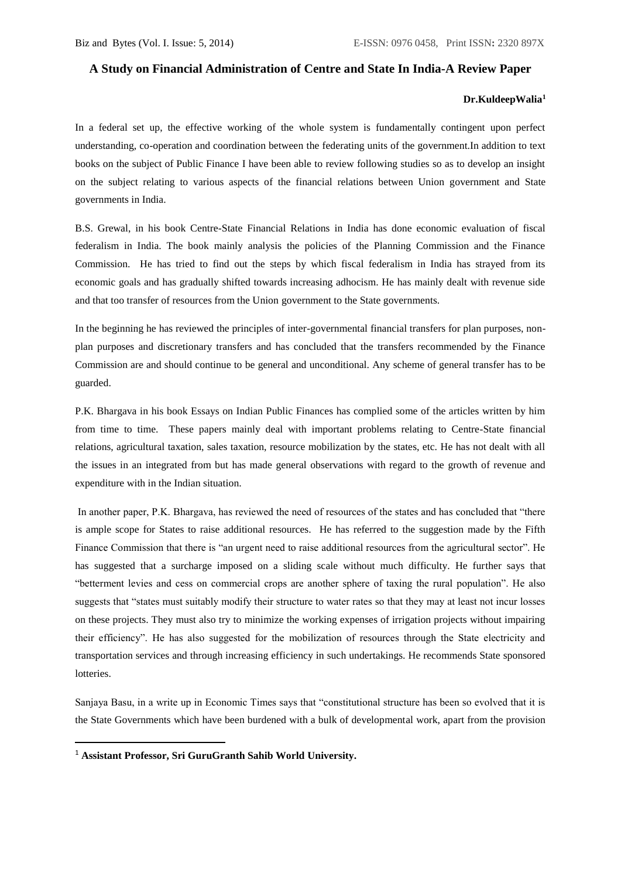# A Study on Financial Administration of Centre and State In India-A Review Paper

**Dr.KuldeepWalia[1]**

In a federal set up, the effective working of the whole system is fundamentally contingent upon perfect understanding, co-operation and coordination between the federating units of the government.In addition to text books on the subject of Public Finance I have been able to review following studies so as to develop an insight on the subject relating to various aspects of the financial relations between Union government and State governments in India.

B.S. Grewal, in his book Centre-State Financial Relations in India has done economic evaluation of fiscal federalism in India. The book mainly analysis the policies of the Planning Commission and the Finance Commission. He has tried to find out the steps by which fiscal federalism in India has strayed from its economic goals and has gradually shifted towards increasing adhocism. He has mainly dealt with revenue side and that too transfer of resources from the Union government to the State governments.

In the beginning he has reviewed the principles of inter-governmental financial transfers for plan purposes, non-plan purposes and discretionary transfers and has concluded that the transfers recommended by the Finance Commission are and should continue to be general and unconditional. Any scheme of general transfer has to be guarded.

P.K. Bhargava in his book Essays on Indian Public Finances has complied some of the articles written by him from time to time. These papers mainly deal with important problems relating to Centre-State financial relations, agricultural taxation, sales taxation, resource mobilization by the states, etc. He has not dealt with all the issues in an integrated from but has made general observations with regard to the growth of revenue and expenditure with in the Indian situation.

In another paper, P.K. Bhargava, has reviewed the need of resources of the states and has concluded that "there is ample scope for States to raise additional resources. He has referred to the suggestion made by the Fifth Finance Commission that there is "an urgent need to raise additional resources from the agricultural sector". He has suggested that a surcharge imposed on a sliding scale without much difficulty. He further says that "betterment levies and cess on commercial crops are another sphere of taxing the rural population". He also suggests that "states must suitably modify their structure to water rates so that they may at least not incur losses on these projects. They must also try to minimize the working expenses of irrigation projects without impairing their efficiency". He has also suggested for the mobilization of resources through the State electricity and transportation services and through increasing efficiency in such undertakings. He recommends State sponsored lotteries.

Sanjaya Basu, in a write up in Economic Times says that "constitutional structure has been so evolved that it is the State Governments which have been burdened with a bulk of developmental work, apart from the provision

---

[1] **Assistant Professor, Sri GuruGranth Sahib World University.**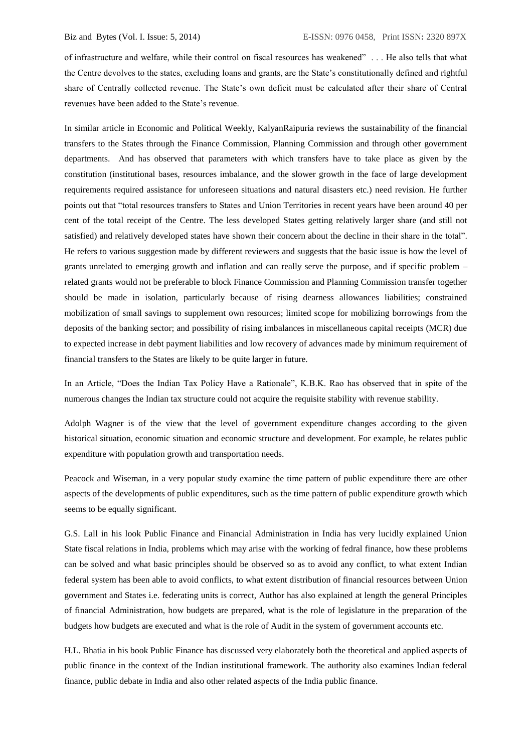of infrastructure and welfare, while their control on fiscal resources has weakened" . . . He also tells that what the Centre devolves to the states, excluding loans and grants, are the State's constitutionally defined and rightful share of Centrally collected revenue. The State's own deficit must be calculated after their share of Central revenues have been added to the State's revenue.

In similar article in Economic and Political Weekly, KalyanRaipuria reviews the sustainability of the financial transfers to the States through the Finance Commission, Planning Commission and through other government departments. And has observed that parameters with which transfers have to take place as given by the constitution (institutional bases, resources imbalance, and the slower growth in the face of large development requirements required assistance for unforeseen situations and natural disasters etc.) need revision. He further points out that "total resources transfers to States and Union Territories in recent years have been around 40 per cent of the total receipt of the Centre. The less developed States getting relatively larger share (and still not satisfied) and relatively developed states have shown their concern about the decline in their share in the total". He refers to various suggestion made by different reviewers and suggests that the basic issue is how the level of grants unrelated to emerging growth and inflation and can really serve the purpose, and if specific problem – related grants would not be preferable to block Finance Commission and Planning Commission transfer together should be made in isolation, particularly because of rising dearness allowances liabilities; constrained mobilization of small savings to supplement own resources; limited scope for mobilizing borrowings from the deposits of the banking sector; and possibility of rising imbalances in miscellaneous capital receipts (MCR) due to expected increase in debt payment liabilities and low recovery of advances made by minimum requirement of financial transfers to the States are likely to be quite larger in future.

In an Article, "Does the Indian Tax Policy Have a Rationale", K.B.K. Rao has observed that in spite of the numerous changes the Indian tax structure could not acquire the requisite stability with revenue stability.

Adolph Wagner is of the view that the level of government expenditure changes according to the given historical situation, economic situation and economic structure and development. For example, he relates public expenditure with population growth and transportation needs.

Peacock and Wiseman, in a very popular study examine the time pattern of public expenditure there are other aspects of the developments of public expenditures, such as the time pattern of public expenditure growth which seems to be equally significant.

G.S. Lall in his look Public Finance and Financial Administration in India has very lucidly explained Union State fiscal relations in India, problems which may arise with the working of fedral finance, how these problems can be solved and what basic principles should be observed so as to avoid any conflict, to what extent Indian federal system has been able to avoid conflicts, to what extent distribution of financial resources between Union government and States i.e. federating units is correct, Author has also explained at length the general Principles of financial Administration, how budgets are prepared, what is the role of legislature in the preparation of the budgets how budgets are executed and what is the role of Audit in the system of government accounts etc.

H.L. Bhatia in his book Public Finance has discussed very elaborately both the theoretical and applied aspects of public finance in the context of the Indian institutional framework. The authority also examines Indian federal finance, public debate in India and also other related aspects of the India public finance.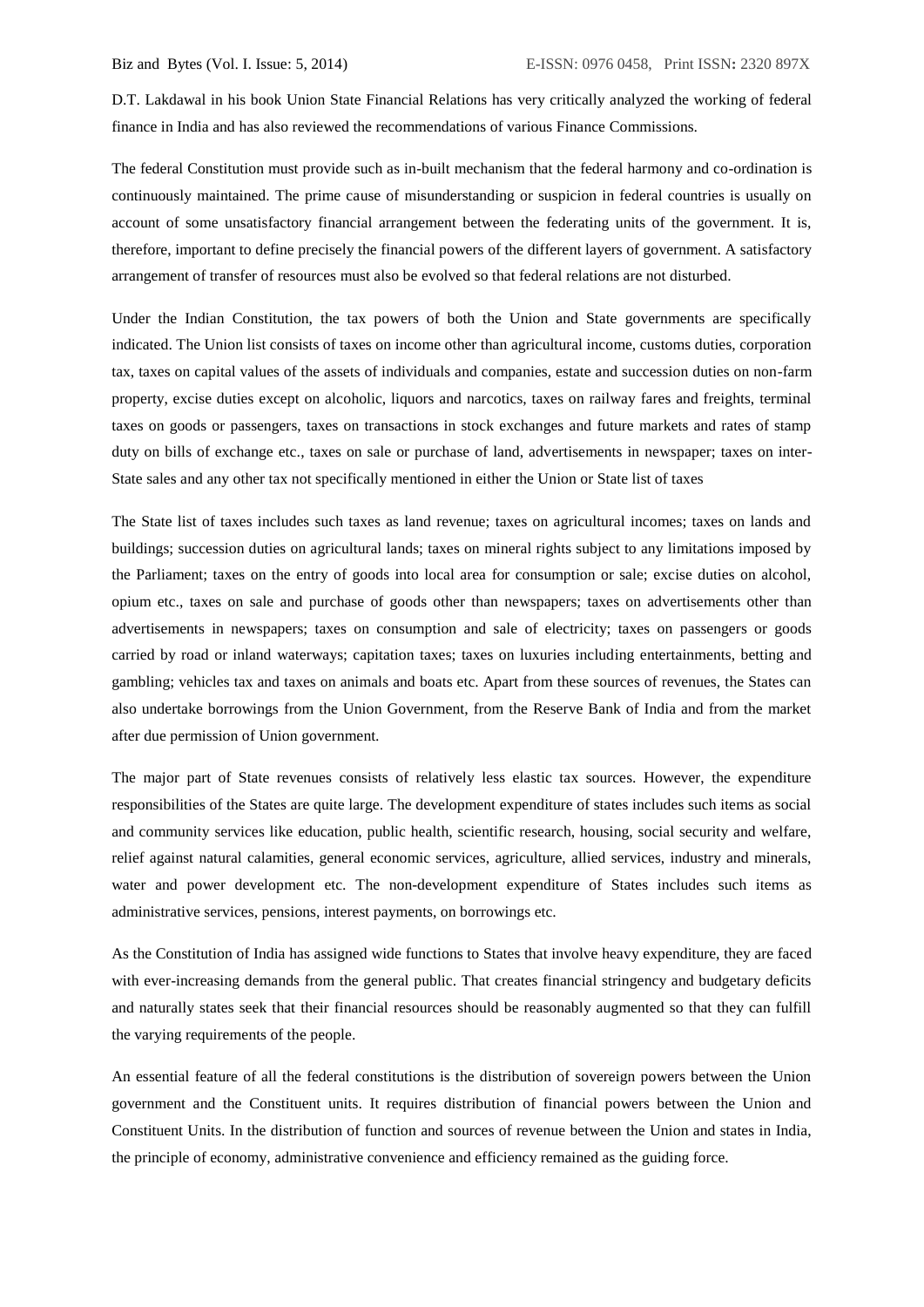D.T. Lakdawal in his book Union State Financial Relations has very critically analyzed the working of federal finance in India and has also reviewed the recommendations of various Finance Commissions.

The federal Constitution must provide such as in-built mechanism that the federal harmony and co-ordination is continuously maintained. The prime cause of misunderstanding or suspicion in federal countries is usually on account of some unsatisfactory financial arrangement between the federating units of the government. It is, therefore, important to define precisely the financial powers of the different layers of government. A satisfactory arrangement of transfer of resources must also be evolved so that federal relations are not disturbed.

Under the Indian Constitution, the tax powers of both the Union and State governments are specifically indicated. The Union list consists of taxes on income other than agricultural income, customs duties, corporation tax, taxes on capital values of the assets of individuals and companies, estate and succession duties on non-farm property, excise duties except on alcoholic, liquors and narcotics, taxes on railway fares and freights, terminal taxes on goods or passengers, taxes on transactions in stock exchanges and future markets and rates of stamp duty on bills of exchange etc., taxes on sale or purchase of land, advertisements in newspaper; taxes on inter-State sales and any other tax not specifically mentioned in either the Union or State list of taxes

The State list of taxes includes such taxes as land revenue; taxes on agricultural incomes; taxes on lands and buildings; succession duties on agricultural lands; taxes on mineral rights subject to any limitations imposed by the Parliament; taxes on the entry of goods into local area for consumption or sale; excise duties on alcohol, opium etc., taxes on sale and purchase of goods other than newspapers; taxes on advertisements other than advertisements in newspapers; taxes on consumption and sale of electricity; taxes on passengers or goods carried by road or inland waterways; capitation taxes; taxes on luxuries including entertainments, betting and gambling; vehicles tax and taxes on animals and boats etc. Apart from these sources of revenues, the States can also undertake borrowings from the Union Government, from the Reserve Bank of India and from the market after due permission of Union government.

The major part of State revenues consists of relatively less elastic tax sources. However, the expenditure responsibilities of the States are quite large. The development expenditure of states includes such items as social and community services like education, public health, scientific research, housing, social security and welfare, relief against natural calamities, general economic services, agriculture, allied services, industry and minerals, water and power development etc. The non-development expenditure of States includes such items as administrative services, pensions, interest payments, on borrowings etc.

As the Constitution of India has assigned wide functions to States that involve heavy expenditure, they are faced with ever-increasing demands from the general public. That creates financial stringency and budgetary deficits and naturally states seek that their financial resources should be reasonably augmented so that they can fulfill the varying requirements of the people.

An essential feature of all the federal constitutions is the distribution of sovereign powers between the Union government and the Constituent units. It requires distribution of financial powers between the Union and Constituent Units. In the distribution of function and sources of revenue between the Union and states in India, the principle of economy, administrative convenience and efficiency remained as the guiding force.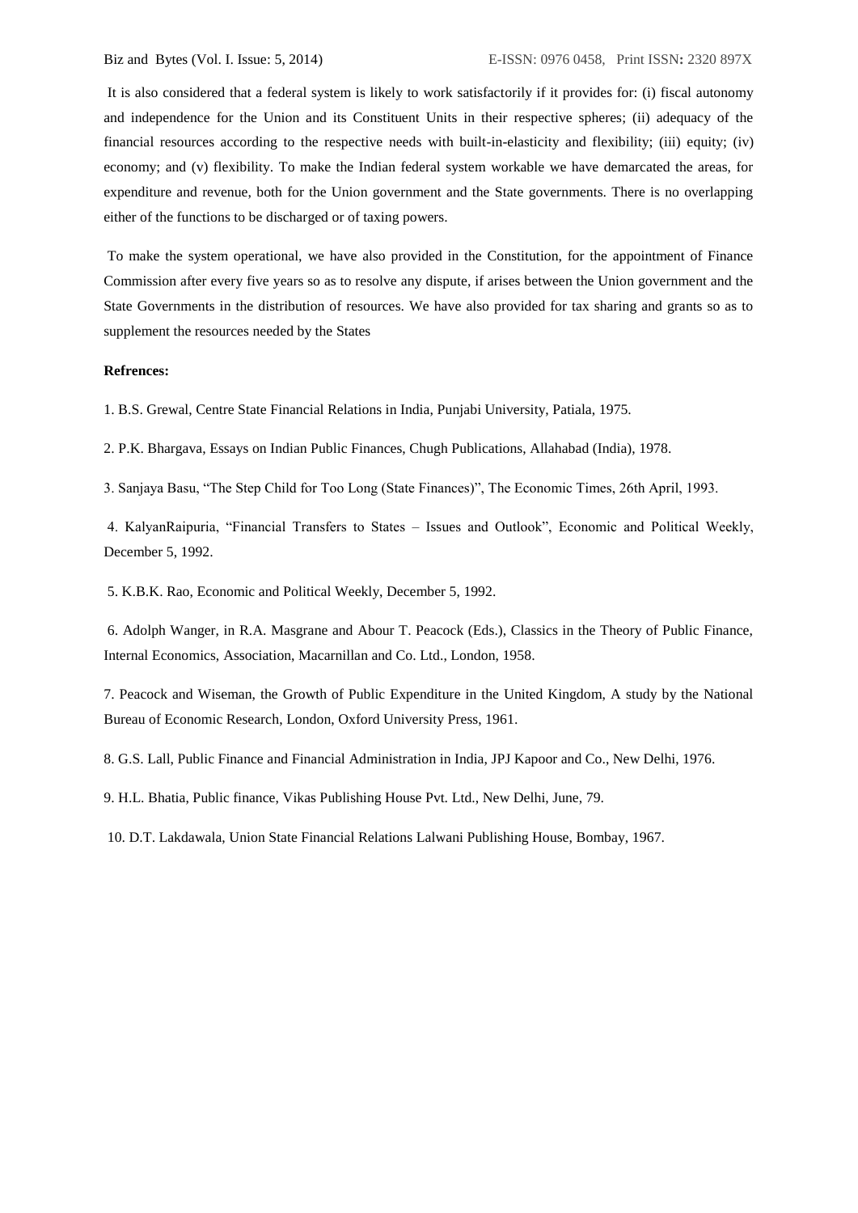It is also considered that a federal system is likely to work satisfactorily if it provides for: (i) fiscal autonomy and independence for the Union and its Constituent Units in their respective spheres; (ii) adequacy of the financial resources according to the respective needs with built-in-elasticity and flexibility; (iii) equity; (iv) economy; and (v) flexibility. To make the Indian federal system workable we have demarcated the areas, for expenditure and revenue, both for the Union government and the State governments. There is no overlapping either of the functions to be discharged or of taxing powers.

To make the system operational, we have also provided in the Constitution, for the appointment of Finance Commission after every five years so as to resolve any dispute, if arises between the Union government and the State Governments in the distribution of resources. We have also provided for tax sharing and grants so as to supplement the resources needed by the States

**Refrences:**

1. B.S. Grewal, Centre State Financial Relations in India, Punjabi University, Patiala, 1975.

2. P.K. Bhargava, Essays on Indian Public Finances, Chugh Publications, Allahabad (India), 1978.

3. Sanjaya Basu, "The Step Child for Too Long (State Finances)", The Economic Times, 26th April, 1993.

4. KalyanRaipuria, "Financial Transfers to States – Issues and Outlook", Economic and Political Weekly, December 5, 1992.

5. K.B.K. Rao, Economic and Political Weekly, December 5, 1992.

6. Adolph Wanger, in R.A. Masgrane and Abour T. Peacock (Eds.), Classics in the Theory of Public Finance, Internal Economics, Association, Macarnillan and Co. Ltd., London, 1958.

7. Peacock and Wiseman, the Growth of Public Expenditure in the United Kingdom, A study by the National Bureau of Economic Research, London, Oxford University Press, 1961.

8. G.S. Lall, Public Finance and Financial Administration in India, JPJ Kapoor and Co., New Delhi, 1976.

9. H.L. Bhatia, Public finance, Vikas Publishing House Pvt. Ltd., New Delhi, June, 79.

10. D.T. Lakdawala, Union State Financial Relations Lalwani Publishing House, Bombay, 1967.